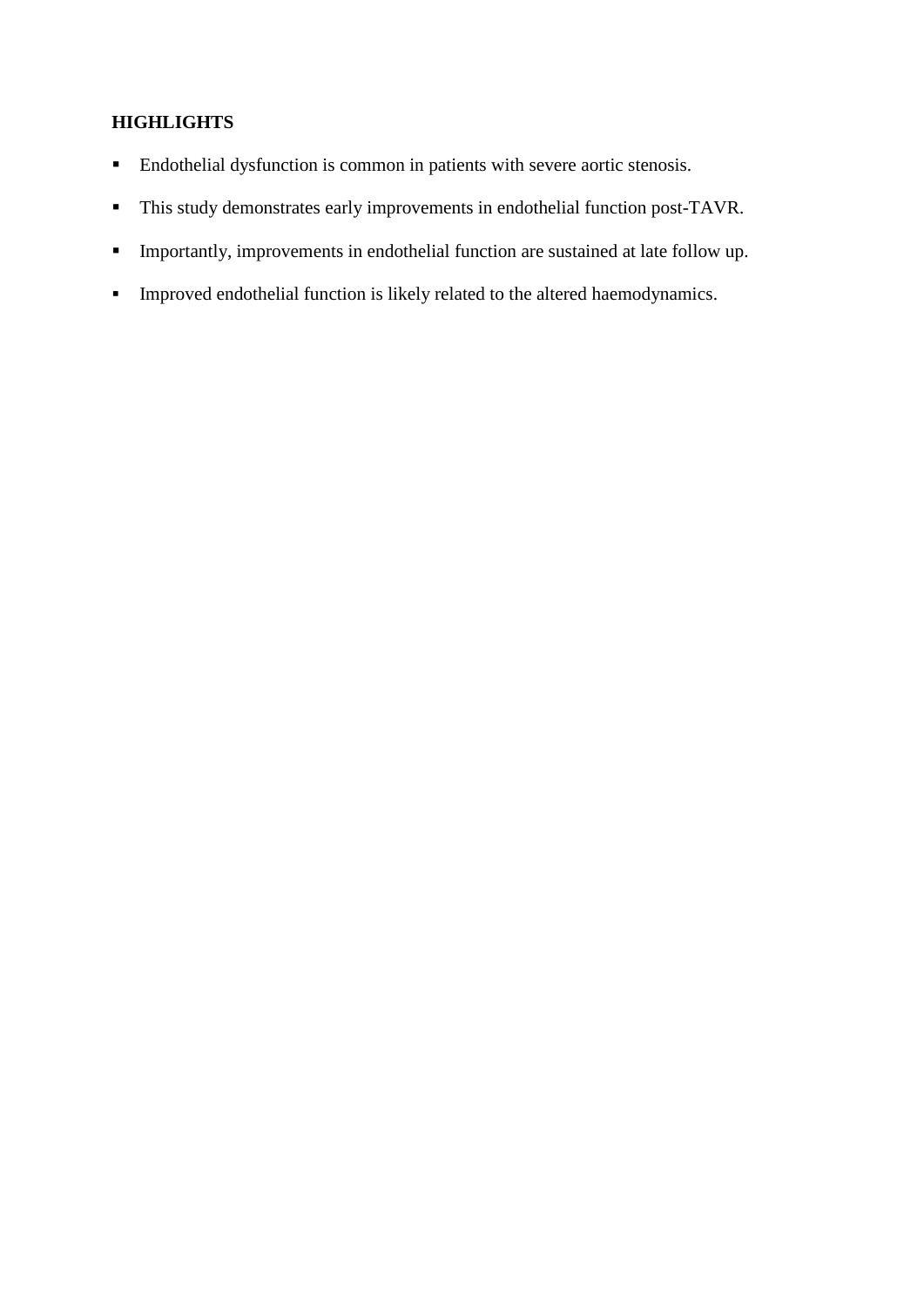**HIGHLIGHTS**

- Endothelial dysfunction is common in patients with severe aortic stenosis.
- This study demonstrates early improvements in endothelial function post-TAVR.
- Importantly, improvements in endothelial function are sustained at late follow up.
- Improved endothelial function is likely related to the altered haemodynamics.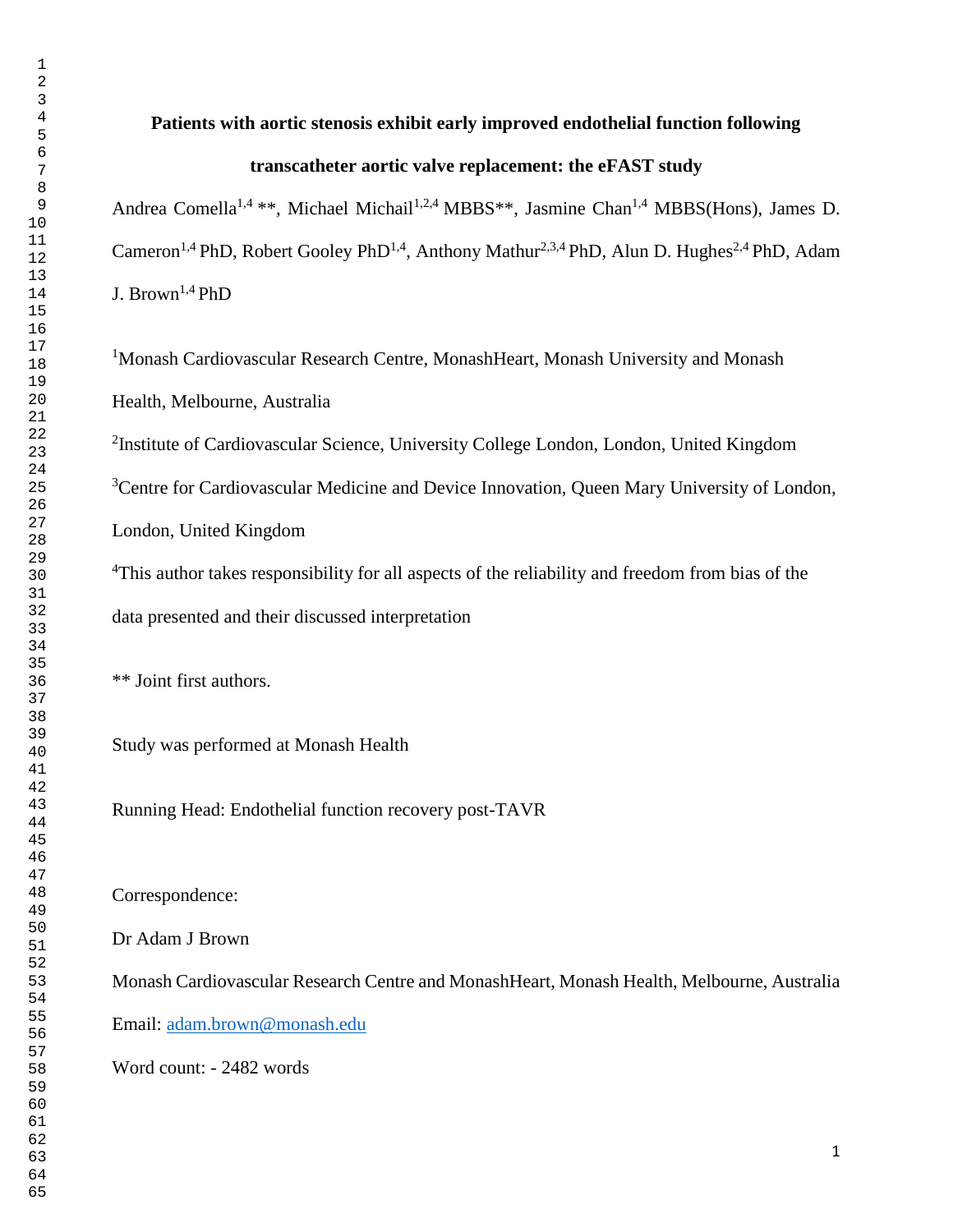# Patients with aortic stenosis exhibit early improved endothelial function following transcatheter aortic valve replacement: the eFAST study

Andrea Comella[1,4] **, Michael Michail[1,2,4] MBBS**, Jasmine Chan[1,4] MBBS(Hons), James D. Cameron[1,4] PhD, Robert Gooley PhD[1,4], Anthony Mathur[2,3,4] PhD, Alun D. Hughes[2,4] PhD, Adam J. Brown[1,4] PhD

[1]Monash Cardiovascular Research Centre, MonashHeart, Monash University and Monash Health, Melbourne, Australia

[2]Institute of Cardiovascular Science, University College London, London, United Kingdom

[3]Centre for Cardiovascular Medicine and Device Innovation, Queen Mary University of London, London, United Kingdom

[4]This author takes responsibility for all aspects of the reliability and freedom from bias of the data presented and their discussed interpretation

** Joint first authors.

Study was performed at Monash Health

Running Head: Endothelial function recovery post-TAVR

Correspondence:

Dr Adam J Brown

Monash Cardiovascular Research Centre and MonashHeart, Monash Health, Melbourne, Australia

Email: adam.brown@monash.edu

Word count: - 2482 words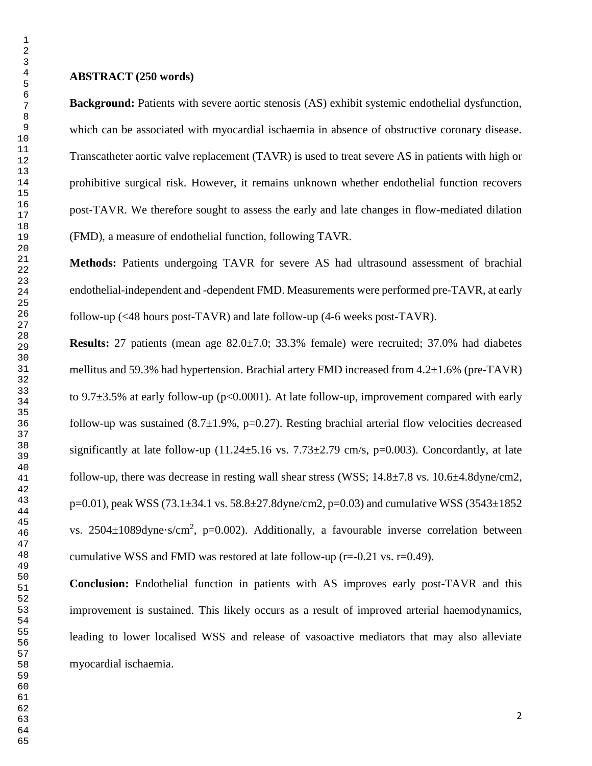**ABSTRACT (250 words)**

**Background:** Patients with severe aortic stenosis (AS) exhibit systemic endothelial dysfunction, which can be associated with myocardial ischaemia in absence of obstructive coronary disease. Transcatheter aortic valve replacement (TAVR) is used to treat severe AS in patients with high or prohibitive surgical risk. However, it remains unknown whether endothelial function recovers post-TAVR. We therefore sought to assess the early and late changes in flow-mediated dilation (FMD), a measure of endothelial function, following TAVR.

**Methods:** Patients undergoing TAVR for severe AS had ultrasound assessment of brachial endothelial-independent and -dependent FMD. Measurements were performed pre-TAVR, at early follow-up (<48 hours post-TAVR) and late follow-up (4-6 weeks post-TAVR).

**Results:** 27 patients (mean age 82.0±7.0; 33.3% female) were recruited; 37.0% had diabetes mellitus and 59.3% had hypertension. Brachial artery FMD increased from 4.2±1.6% (pre-TAVR) to 9.7±3.5% at early follow-up ($p<0.0001$). At late follow-up, improvement compared with early follow-up was sustained (8.7±1.9%, $p=0.27$). Resting brachial arterial flow velocities decreased significantly at late follow-up (11.24±5.16 vs. 7.73±2.79 cm/s, $p=0.003$). Concordantly, at late follow-up, there was decrease in resting wall shear stress (WSS; 14.8±7.8 vs. 10.6±4.8dyne/cm2, $p=0.01$), peak WSS (73.1±34.1 vs. 58.8±27.8dyne/cm2, $p=0.03$) and cumulative WSS (3543±1852 vs. 2504±1089dyne·s/cm$^2$, $p=0.002$). Additionally, a favourable inverse correlation between cumulative WSS and FMD was restored at late follow-up ($r=-0.21$ vs. $r=0.49$).

**Conclusion:** Endothelial function in patients with AS improves early post-TAVR and this improvement is sustained. This likely occurs as a result of improved arterial haemodynamics, leading to lower localised WSS and release of vasoactive mediators that may also alleviate myocardial ischaemia.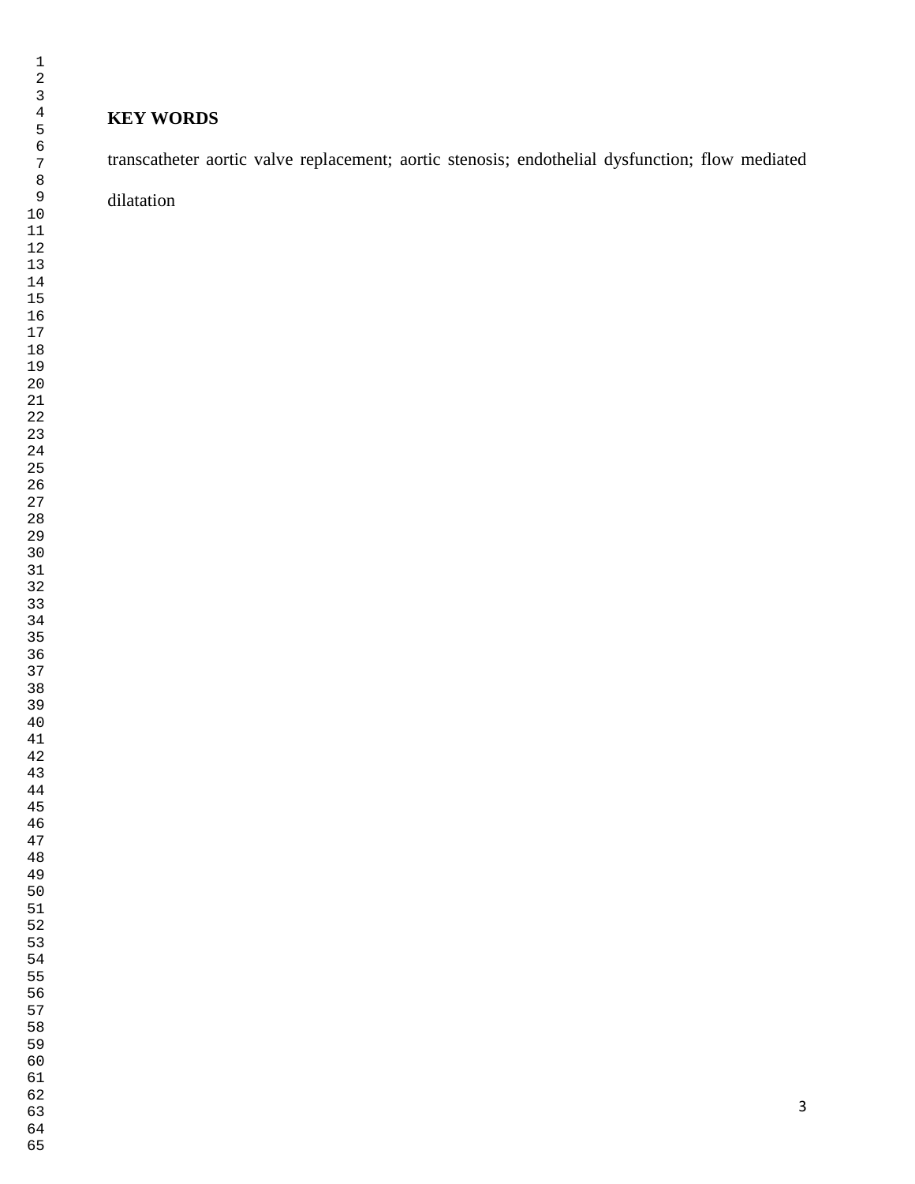**KEY WORDS**

transcatheter aortic valve replacement; aortic stenosis; endothelial dysfunction; flow mediated dilatation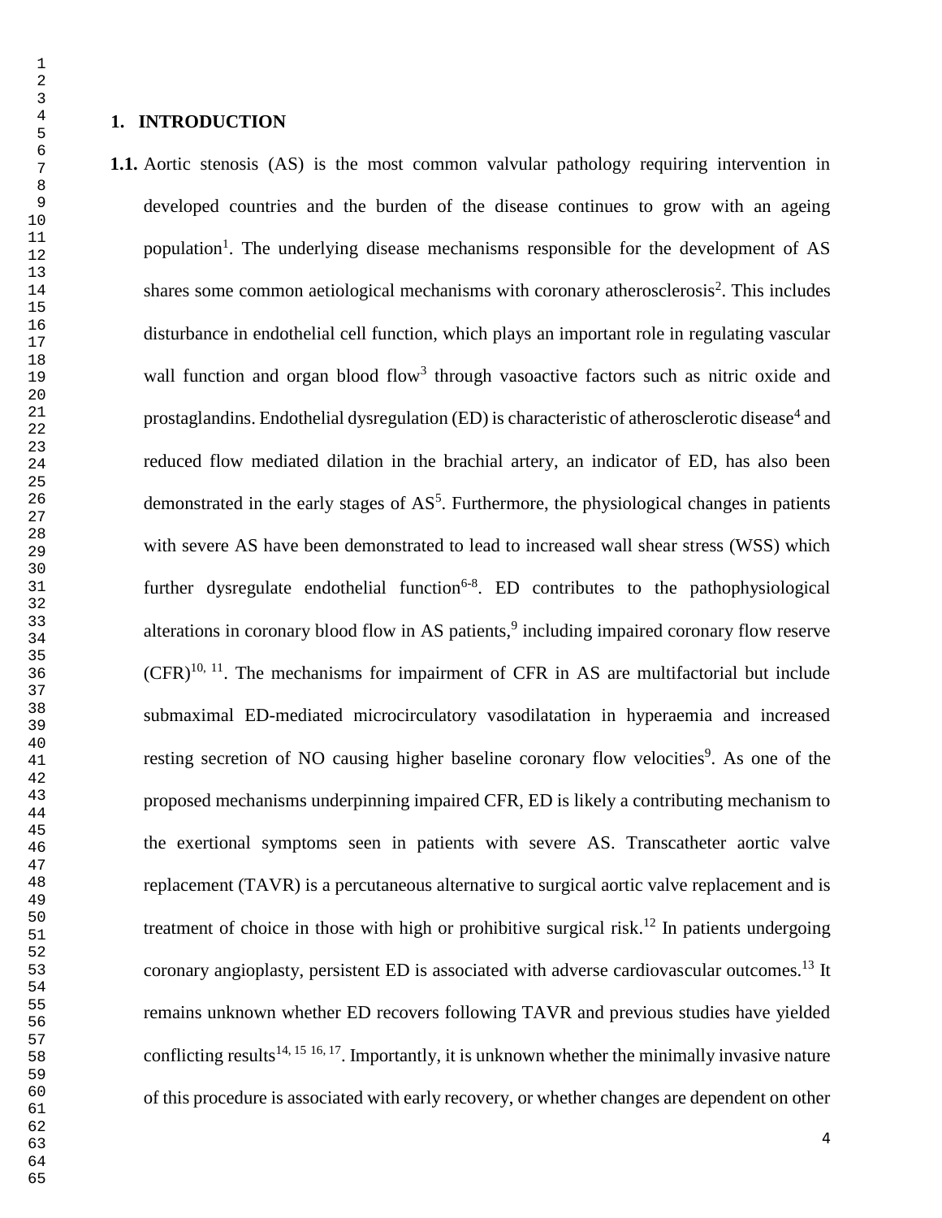# 1. INTRODUCTION

**1.1.** Aortic stenosis (AS) is the most common valvular pathology requiring intervention in developed countries and the burden of the disease continues to grow with an ageing population[1]. The underlying disease mechanisms responsible for the development of AS shares some common aetiological mechanisms with coronary atherosclerosis[2]. This includes disturbance in endothelial cell function, which plays an important role in regulating vascular wall function and organ blood flow[3] through vasoactive factors such as nitric oxide and prostaglandins. Endothelial dysregulation (ED) is characteristic of atherosclerotic disease[4] and reduced flow mediated dilation in the brachial artery, an indicator of ED, has also been demonstrated in the early stages of AS[5]. Furthermore, the physiological changes in patients with severe AS have been demonstrated to lead to increased wall shear stress (WSS) which further dysregulate endothelial function[6-8]. ED contributes to the pathophysiological alterations in coronary blood flow in AS patients,[9] including impaired coronary flow reserve (CFR)[10, 11]. The mechanisms for impairment of CFR in AS are multifactorial but include submaximal ED-mediated microcirculatory vasodilatation in hyperaemia and increased resting secretion of NO causing higher baseline coronary flow velocities[9]. As one of the proposed mechanisms underpinning impaired CFR, ED is likely a contributing mechanism to the exertional symptoms seen in patients with severe AS. Transcatheter aortic valve replacement (TAVR) is a percutaneous alternative to surgical aortic valve replacement and is treatment of choice in those with high or prohibitive surgical risk.[12] In patients undergoing coronary angioplasty, persistent ED is associated with adverse cardiovascular outcomes.[13] It remains unknown whether ED recovers following TAVR and previous studies have yielded conflicting results[14, 15 16, 17]. Importantly, it is unknown whether the minimally invasive nature of this procedure is associated with early recovery, or whether changes are dependent on other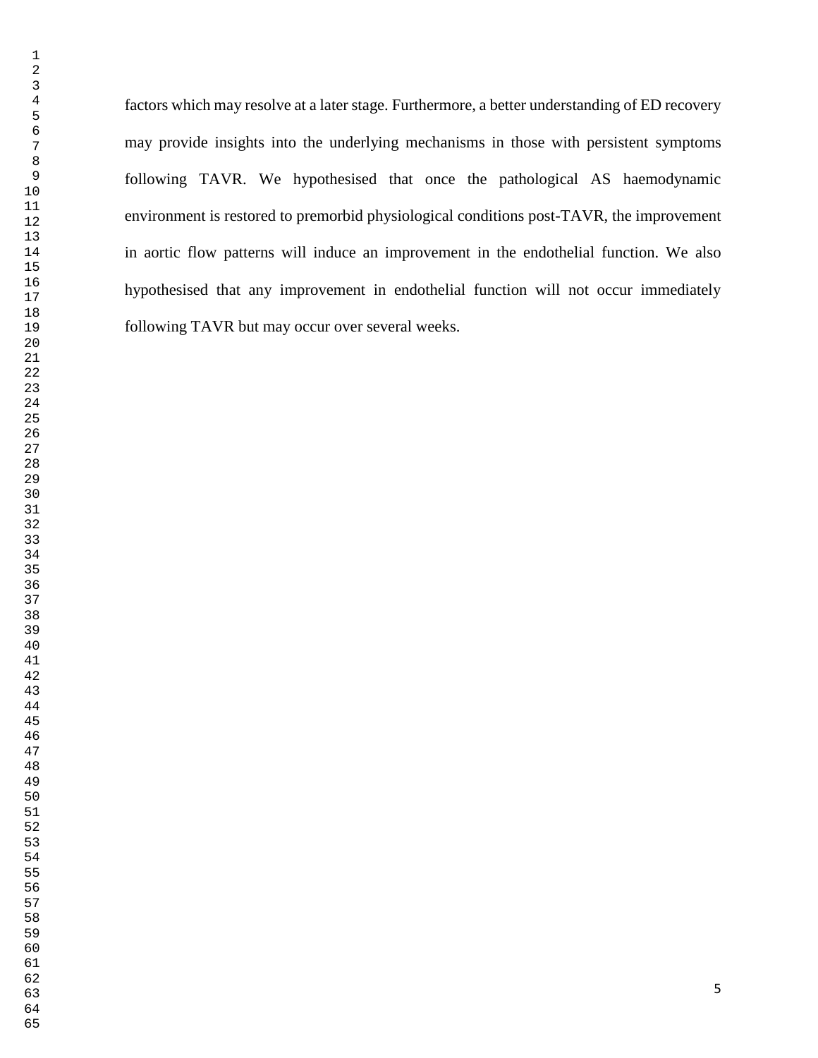factors which may resolve at a later stage. Furthermore, a better understanding of ED recovery may provide insights into the underlying mechanisms in those with persistent symptoms following TAVR. We hypothesised that once the pathological AS haemodynamic environment is restored to premorbid physiological conditions post-TAVR, the improvement in aortic flow patterns will induce an improvement in the endothelial function. We also hypothesised that any improvement in endothelial function will not occur immediately following TAVR but may occur over several weeks.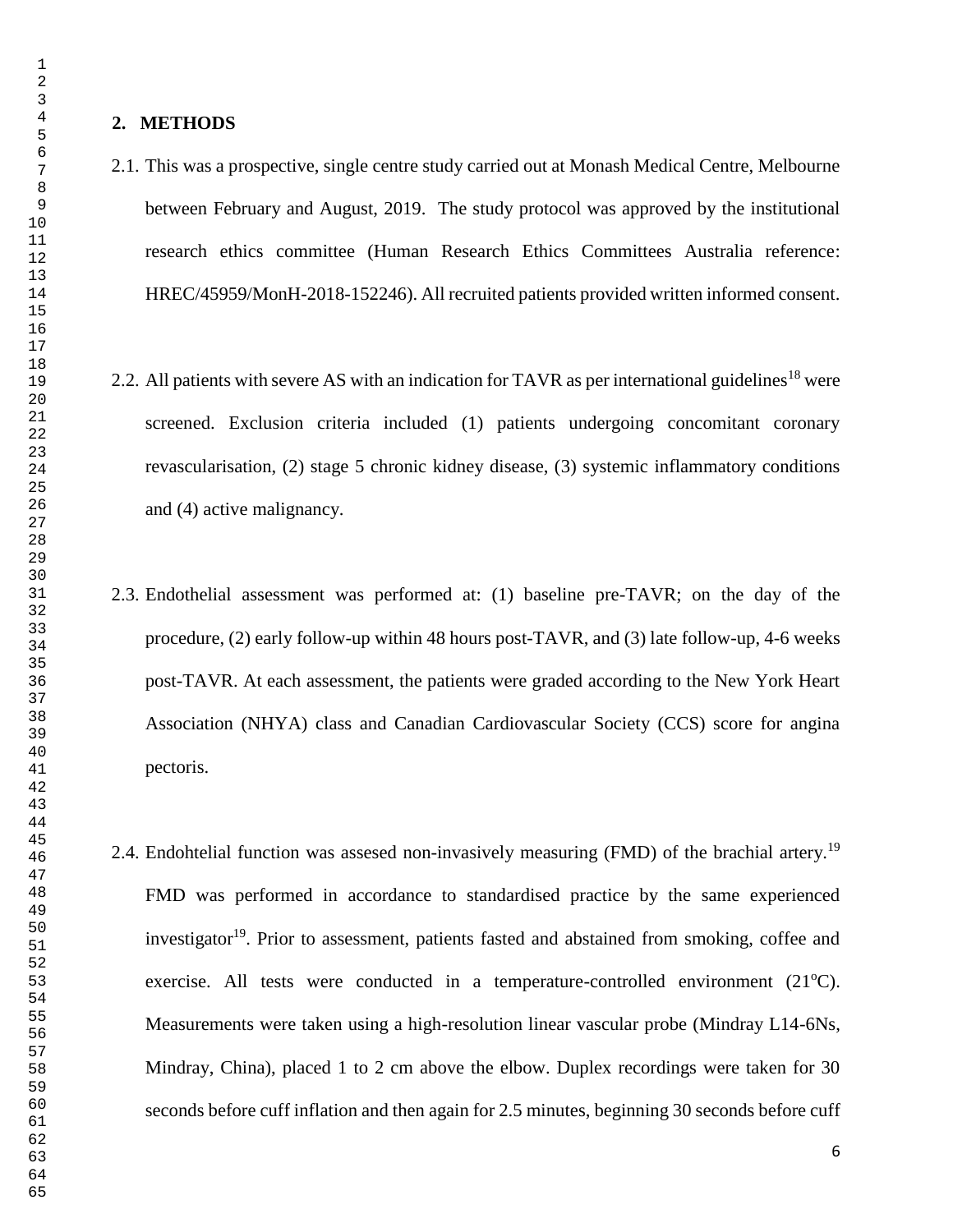## 2. METHODS

2.1. This was a prospective, single centre study carried out at Monash Medical Centre, Melbourne between February and August, 2019. The study protocol was approved by the institutional research ethics committee (Human Research Ethics Committees Australia reference: HREC/45959/MonH-2018-152246). All recruited patients provided written informed consent.

2.2. All patients with severe AS with an indication for TAVR as per international guidelines[18] were screened. Exclusion criteria included (1) patients undergoing concomitant coronary revascularisation, (2) stage 5 chronic kidney disease, (3) systemic inflammatory conditions and (4) active malignancy.

2.3. Endothelial assessment was performed at: (1) baseline pre-TAVR; on the day of the procedure, (2) early follow-up within 48 hours post-TAVR, and (3) late follow-up, 4-6 weeks post-TAVR. At each assessment, the patients were graded according to the New York Heart Association (NHYA) class and Canadian Cardiovascular Society (CCS) score for angina pectoris.

2.4. Endohtelial function was assesed non-invasively measuring (FMD) of the brachial artery.[19] FMD was performed in accordance to standardised practice by the same experienced investigator[19]. Prior to assessment, patients fasted and abstained from smoking, coffee and exercise. All tests were conducted in a temperature-controlled environment (21$^{o}$C). Measurements were taken using a high-resolution linear vascular probe (Mindray L14-6Ns, Mindray, China), placed 1 to 2 cm above the elbow. Duplex recordings were taken for 30 seconds before cuff inflation and then again for 2.5 minutes, beginning 30 seconds before cuff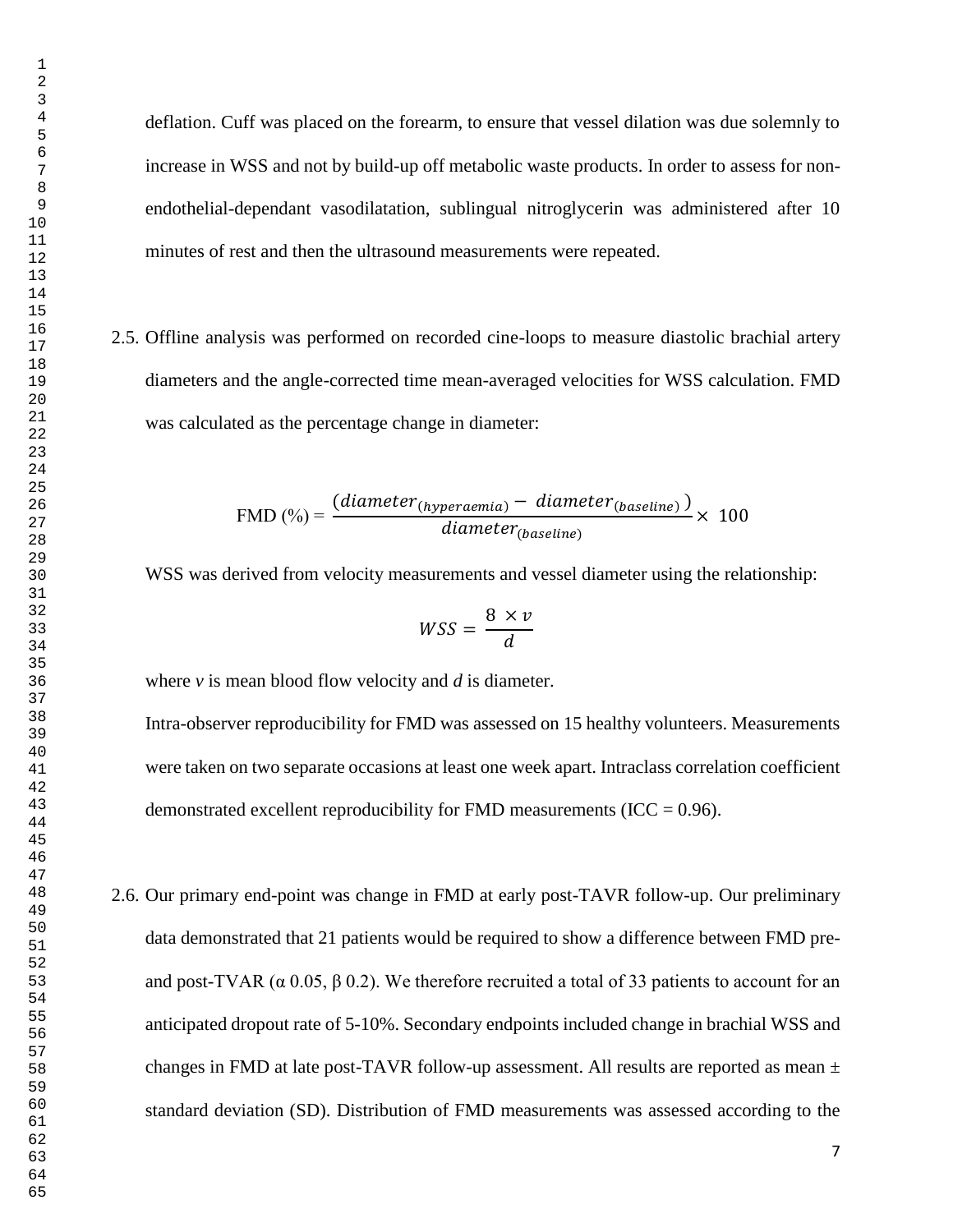deflation. Cuff was placed on the forearm, to ensure that vessel dilation was due solemnly to increase in WSS and not by build-up off metabolic waste products. In order to assess for non-endothelial-dependant vasodilatation, sublingual nitroglycerin was administered after 10 minutes of rest and then the ultrasound measurements were repeated.

2.5. Offline analysis was performed on recorded cine-loops to measure diastolic brachial artery diameters and the angle-corrected time mean-averaged velocities for WSS calculation. FMD was calculated as the percentage change in diameter:

$$\text{FMD (\%)} = \frac{(diameter_{(hyperaemia)} - diameter_{(baseline)})}{diameter_{(baseline)}} \times 100$$

WSS was derived from velocity measurements and vessel diameter using the relationship:

$$WSS = \frac{8 \times v}{d}$$

where *v* is mean blood flow velocity and *d* is diameter.

Intra-observer reproducibility for FMD was assessed on 15 healthy volunteers. Measurements were taken on two separate occasions at least one week apart. Intraclass correlation coefficient demonstrated excellent reproducibility for FMD measurements (ICC = 0.96).

2.6. Our primary end-point was change in FMD at early post-TAVR follow-up. Our preliminary data demonstrated that 21 patients would be required to show a difference between FMD pre- and post-TVAR ($\alpha$ 0.05, $\beta$ 0.2). We therefore recruited a total of 33 patients to account for an anticipated dropout rate of 5-10%. Secondary endpoints included change in brachial WSS and changes in FMD at late post-TAVR follow-up assessment. All results are reported as mean ± standard deviation (SD). Distribution of FMD measurements was assessed according to the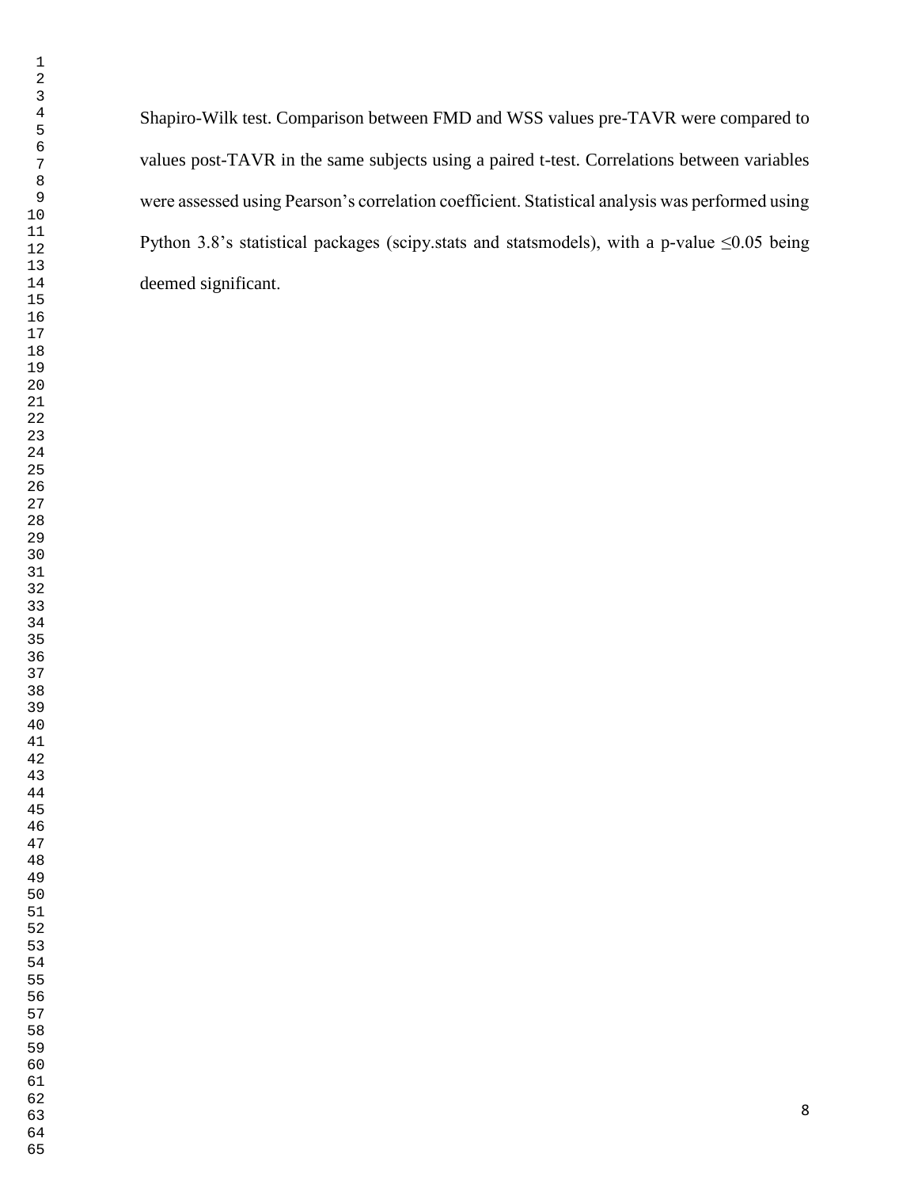Shapiro-Wilk test. Comparison between FMD and WSS values pre-TAVR were compared to values post-TAVR in the same subjects using a paired t-test. Correlations between variables were assessed using Pearson's correlation coefficient. Statistical analysis was performed using Python 3.8's statistical packages (scipy.stats and statsmodels), with a p-value $\leq 0.05$ being deemed significant.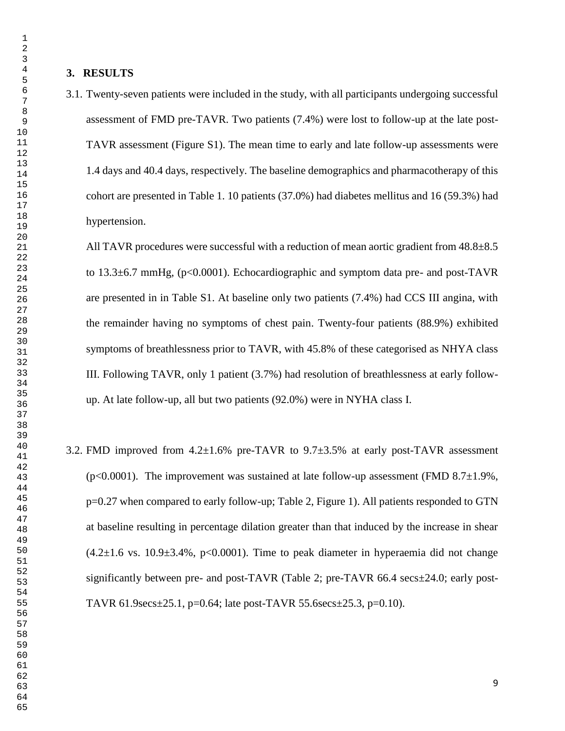## 3. RESULTS

3.1. Twenty-seven patients were included in the study, with all participants undergoing successful assessment of FMD pre-TAVR. Two patients (7.4%) were lost to follow-up at the late post-TAVR assessment (Figure S1). The mean time to early and late follow-up assessments were 1.4 days and 40.4 days, respectively. The baseline demographics and pharmacotherapy of this cohort are presented in Table 1. 10 patients (37.0%) had diabetes mellitus and 16 (59.3%) had hypertension.

All TAVR procedures were successful with a reduction of mean aortic gradient from 48.8±8.5 to 13.3±6.7 mmHg, ($p<0.0001$). Echocardiographic and symptom data pre- and post-TAVR are presented in in Table S1. At baseline only two patients (7.4%) had CCS III angina, with the remainder having no symptoms of chest pain. Twenty-four patients (88.9%) exhibited symptoms of breathlessness prior to TAVR, with 45.8% of these categorised as NHYA class III. Following TAVR, only 1 patient (3.7%) had resolution of breathlessness at early follow-up. At late follow-up, all but two patients (92.0%) were in NYHA class I.

3.2. FMD improved from 4.2±1.6% pre-TAVR to 9.7±3.5% at early post-TAVR assessment ($p<0.0001$). The improvement was sustained at late follow-up assessment (FMD 8.7±1.9%, $p=0.27$ when compared to early follow-up; Table 2, Figure 1). All patients responded to GTN at baseline resulting in percentage dilation greater than that induced by the increase in shear (4.2±1.6 vs. 10.9±3.4%, $p<0.0001$). Time to peak diameter in hyperaemia did not change significantly between pre- and post-TAVR (Table 2; pre-TAVR 66.4 secs±24.0; early post-TAVR 61.9secs±25.1, $p=0.64$; late post-TAVR 55.6secs±25.3, $p=0.10$).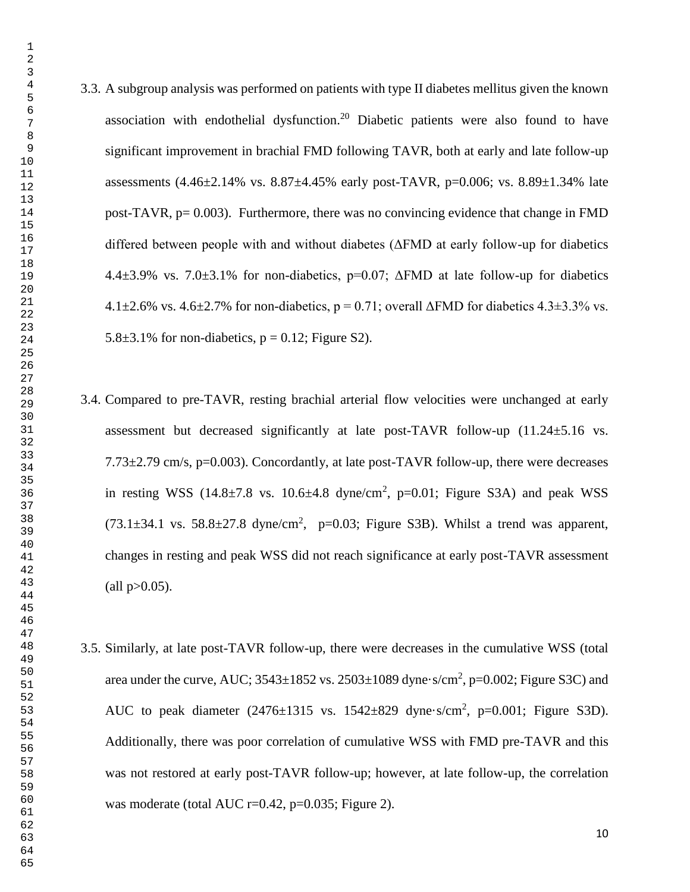3.3. A subgroup analysis was performed on patients with type II diabetes mellitus given the known association with endothelial dysfunction.[20] Diabetic patients were also found to have significant improvement in brachial FMD following TAVR, both at early and late follow-up assessments (4.46±2.14% vs. 8.87±4.45% early post-TAVR, p=0.006; vs. 8.89±1.34% late post-TAVR, p= 0.003). Furthermore, there was no convincing evidence that change in FMD differed between people with and without diabetes (ΔFMD at early follow-up for diabetics 4.4±3.9% vs. 7.0±3.1% for non-diabetics, p=0.07; ΔFMD at late follow-up for diabetics 4.1±2.6% vs. 4.6±2.7% for non-diabetics, p = 0.71; overall ΔFMD for diabetics 4.3±3.3% vs. 5.8±3.1% for non-diabetics, p = 0.12; Figure S2).

3.4. Compared to pre-TAVR, resting brachial arterial flow velocities were unchanged at early assessment but decreased significantly at late post-TAVR follow-up (11.24±5.16 vs. 7.73±2.79 cm/s, p=0.003). Concordantly, at late post-TAVR follow-up, there were decreases in resting WSS (14.8±7.8 vs. 10.6±4.8 dyne/cm$^2$, p=0.01; Figure S3A) and peak WSS (73.1±34.1 vs. 58.8±27.8 dyne/cm$^2$, p=0.03; Figure S3B). Whilst a trend was apparent, changes in resting and peak WSS did not reach significance at early post-TAVR assessment (all p>0.05).

3.5. Similarly, at late post-TAVR follow-up, there were decreases in the cumulative WSS (total area under the curve, AUC; 3543±1852 vs. 2503±1089 dyne·s/cm$^2$, p=0.002; Figure S3C) and AUC to peak diameter (2476±1315 vs. 1542±829 dyne·s/cm$^2$, p=0.001; Figure S3D). Additionally, there was poor correlation of cumulative WSS with FMD pre-TAVR and this was not restored at early post-TAVR follow-up; however, at late follow-up, the correlation was moderate (total AUC r=0.42, p=0.035; Figure 2).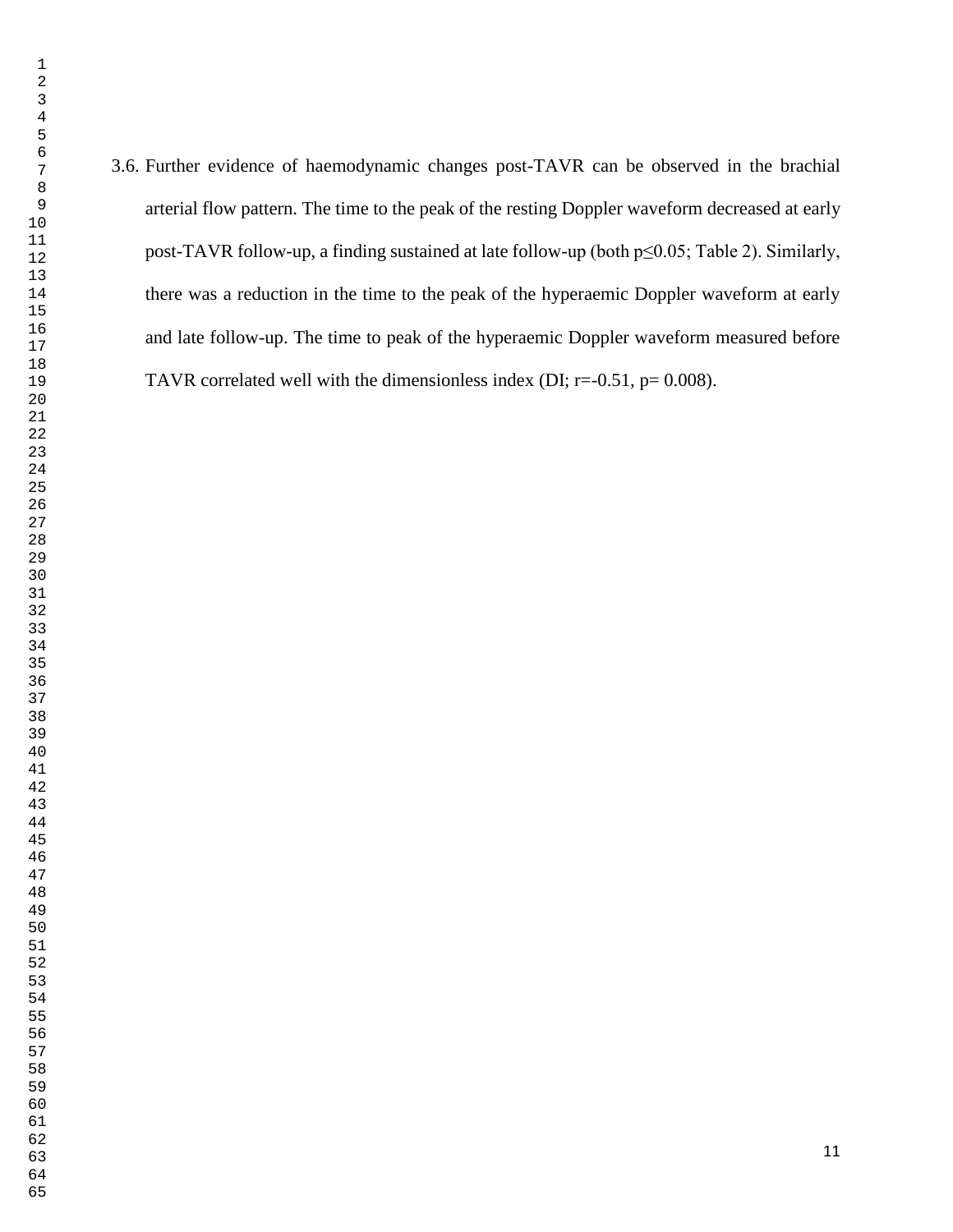3.6. Further evidence of haemodynamic changes post-TAVR can be observed in the brachial arterial flow pattern. The time to the peak of the resting Doppler waveform decreased at early post-TAVR follow-up, a finding sustained at late follow-up (both $p \leq 0.05$; Table 2). Similarly, there was a reduction in the time to the peak of the hyperaemic Doppler waveform at early and late follow-up. The time to peak of the hyperaemic Doppler waveform measured before TAVR correlated well with the dimensionless index (DI; $r = -0.51$, $p = 0.008$).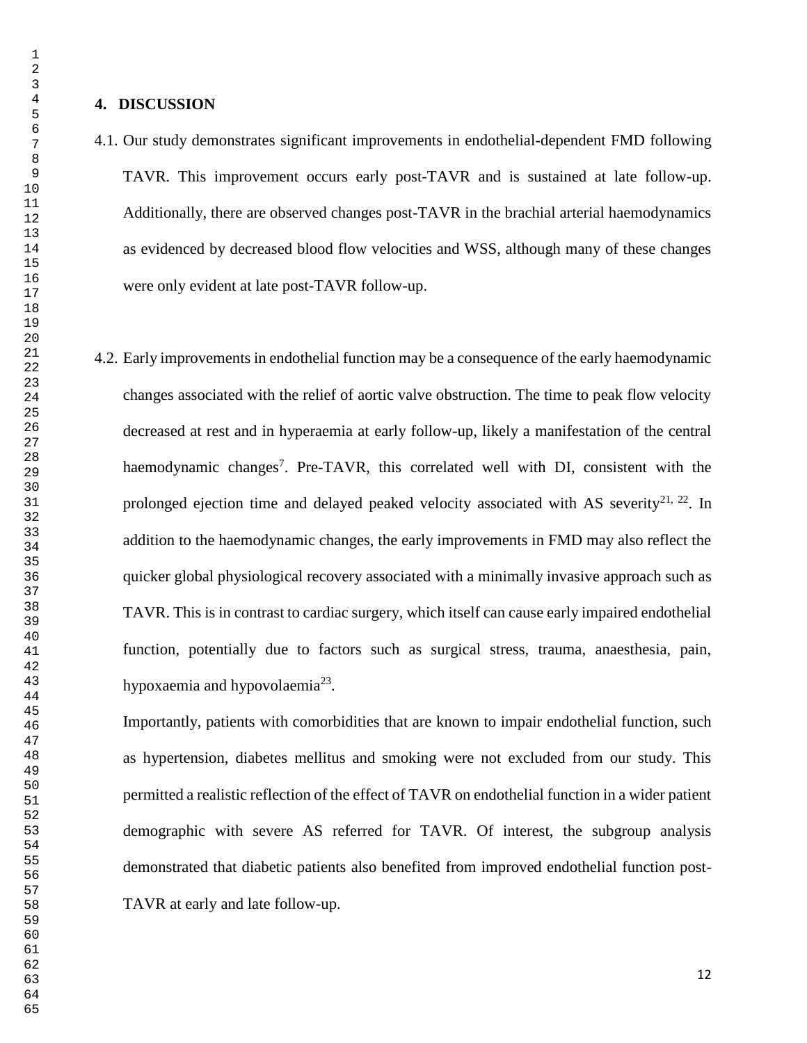## 4. DISCUSSION

4.1. Our study demonstrates significant improvements in endothelial-dependent FMD following TAVR. This improvement occurs early post-TAVR and is sustained at late follow-up. Additionally, there are observed changes post-TAVR in the brachial arterial haemodynamics as evidenced by decreased blood flow velocities and WSS, although many of these changes were only evident at late post-TAVR follow-up.

4.2. Early improvements in endothelial function may be a consequence of the early haemodynamic changes associated with the relief of aortic valve obstruction. The time to peak flow velocity decreased at rest and in hyperaemia at early follow-up, likely a manifestation of the central haemodynamic changes[7]. Pre-TAVR, this correlated well with DI, consistent with the prolonged ejection time and delayed peaked velocity associated with AS severity[21, 22]. In addition to the haemodynamic changes, the early improvements in FMD may also reflect the quicker global physiological recovery associated with a minimally invasive approach such as TAVR. This is in contrast to cardiac surgery, which itself can cause early impaired endothelial function, potentially due to factors such as surgical stress, trauma, anaesthesia, pain, hypoxaemia and hypovolaemia[23].

Importantly, patients with comorbidities that are known to impair endothelial function, such as hypertension, diabetes mellitus and smoking were not excluded from our study. This permitted a realistic reflection of the effect of TAVR on endothelial function in a wider patient demographic with severe AS referred for TAVR. Of interest, the subgroup analysis demonstrated that diabetic patients also benefited from improved endothelial function post-TAVR at early and late follow-up.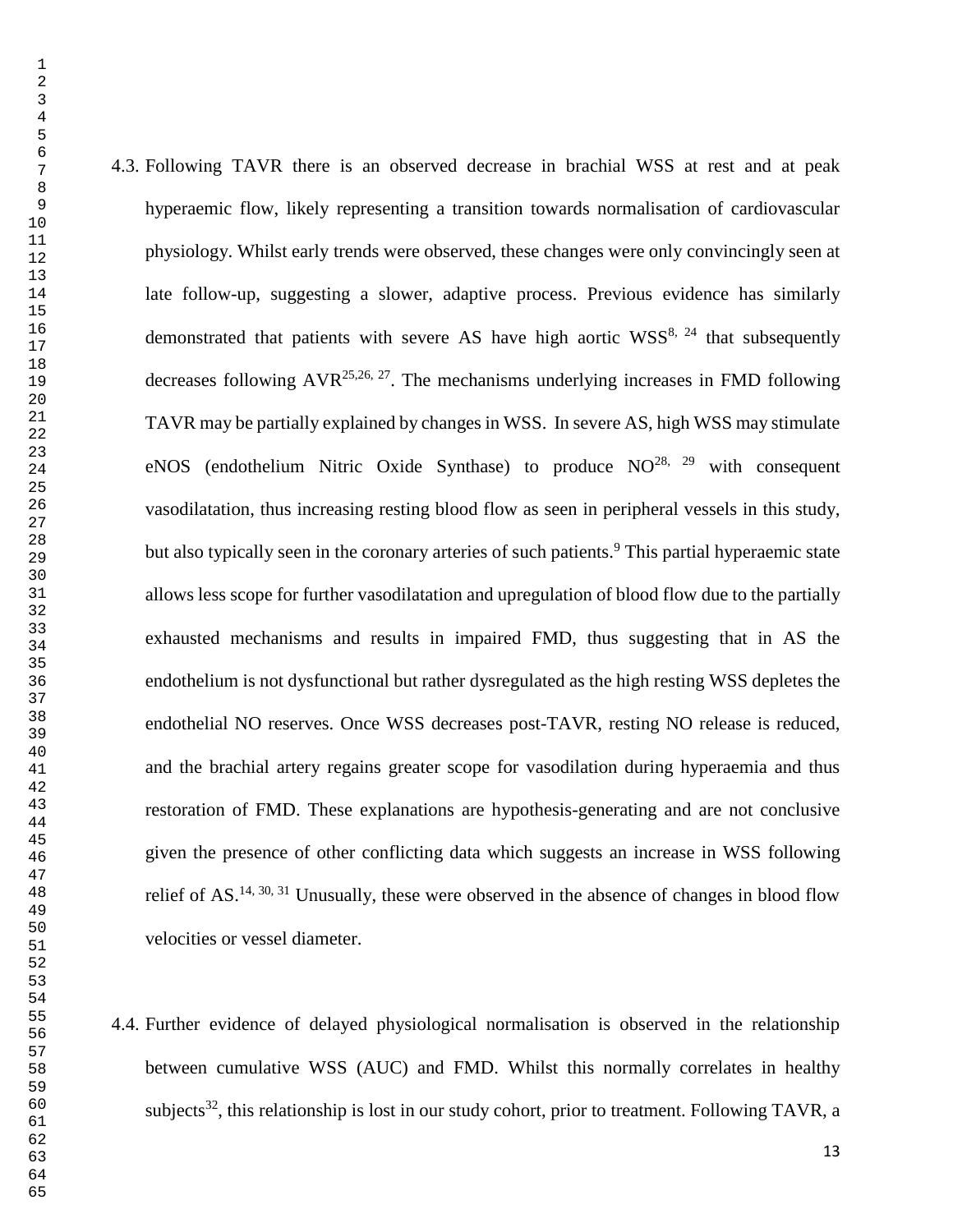4.3. Following TAVR there is an observed decrease in brachial WSS at rest and at peak hyperaemic flow, likely representing a transition towards normalisation of cardiovascular physiology. Whilst early trends were observed, these changes were only convincingly seen at late follow-up, suggesting a slower, adaptive process. Previous evidence has similarly demonstrated that patients with severe AS have high aortic WSS[8, 24] that subsequently decreases following AVR[25,26, 27]. The mechanisms underlying increases in FMD following TAVR may be partially explained by changes in WSS. In severe AS, high WSS may stimulate eNOS (endothelium Nitric Oxide Synthase) to produce NO[28, 29] with consequent vasodilatation, thus increasing resting blood flow as seen in peripheral vessels in this study, but also typically seen in the coronary arteries of such patients.[9] This partial hyperaemic state allows less scope for further vasodilatation and upregulation of blood flow due to the partially exhausted mechanisms and results in impaired FMD, thus suggesting that in AS the endothelium is not dysfunctional but rather dysregulated as the high resting WSS depletes the endothelial NO reserves. Once WSS decreases post-TAVR, resting NO release is reduced, and the brachial artery regains greater scope for vasodilation during hyperaemia and thus restoration of FMD. These explanations are hypothesis-generating and are not conclusive given the presence of other conflicting data which suggests an increase in WSS following relief of AS.[14, 30, 31] Unusually, these were observed in the absence of changes in blood flow velocities or vessel diameter.

4.4. Further evidence of delayed physiological normalisation is observed in the relationship between cumulative WSS (AUC) and FMD. Whilst this normally correlates in healthy subjects[32], this relationship is lost in our study cohort, prior to treatment. Following TAVR, a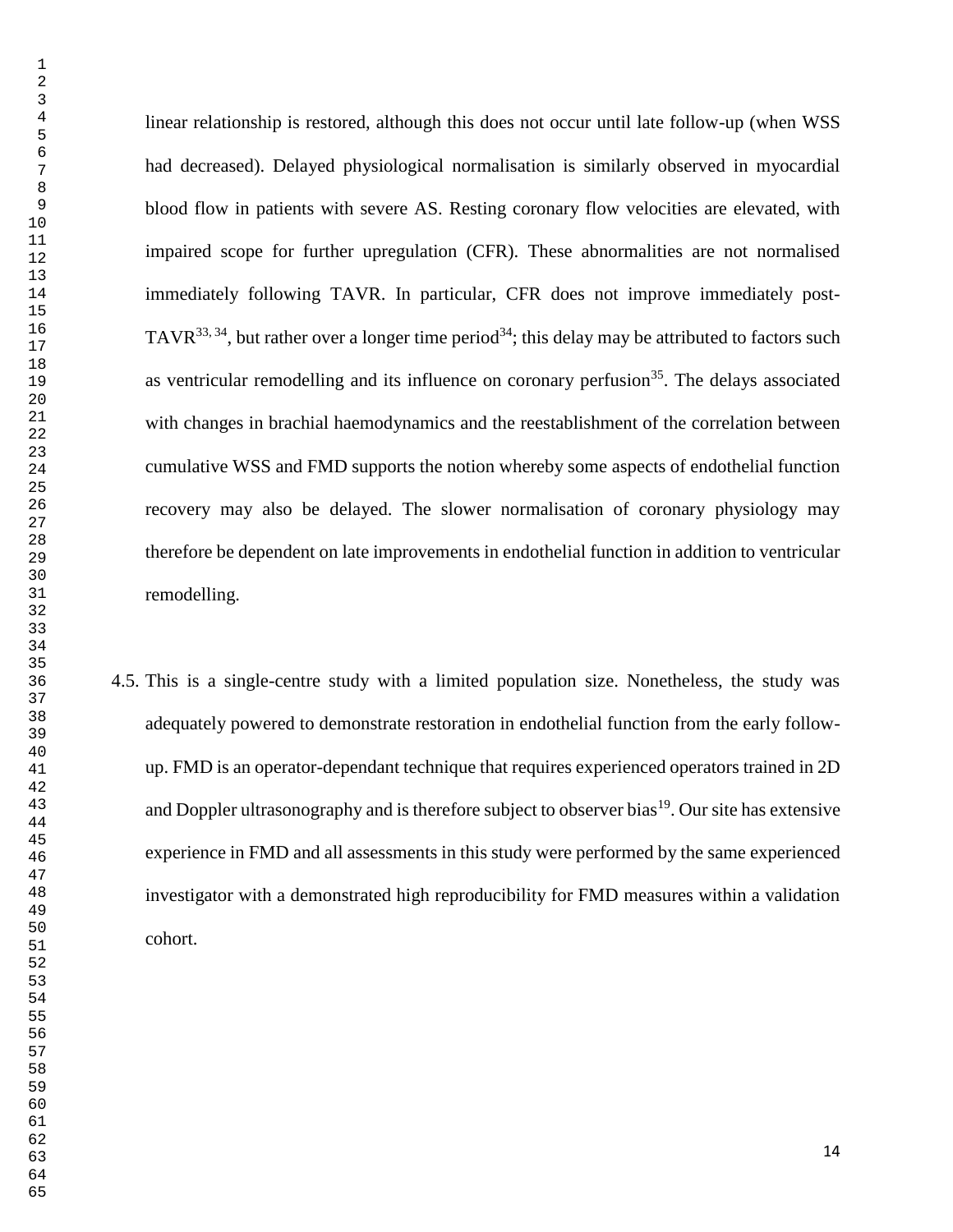linear relationship is restored, although this does not occur until late follow-up (when WSS had decreased). Delayed physiological normalisation is similarly observed in myocardial blood flow in patients with severe AS. Resting coronary flow velocities are elevated, with impaired scope for further upregulation (CFR). These abnormalities are not normalised immediately following TAVR. In particular, CFR does not improve immediately post-TAVR[33, 34], but rather over a longer time period[34]; this delay may be attributed to factors such as ventricular remodelling and its influence on coronary perfusion[35]. The delays associated with changes in brachial haemodynamics and the reestablishment of the correlation between cumulative WSS and FMD supports the notion whereby some aspects of endothelial function recovery may also be delayed. The slower normalisation of coronary physiology may therefore be dependent on late improvements in endothelial function in addition to ventricular remodelling.

4.5. This is a single-centre study with a limited population size. Nonetheless, the study was adequately powered to demonstrate restoration in endothelial function from the early follow-up. FMD is an operator-dependant technique that requires experienced operators trained in 2D and Doppler ultrasonography and is therefore subject to observer bias[19]. Our site has extensive experience in FMD and all assessments in this study were performed by the same experienced investigator with a demonstrated high reproducibility for FMD measures within a validation cohort.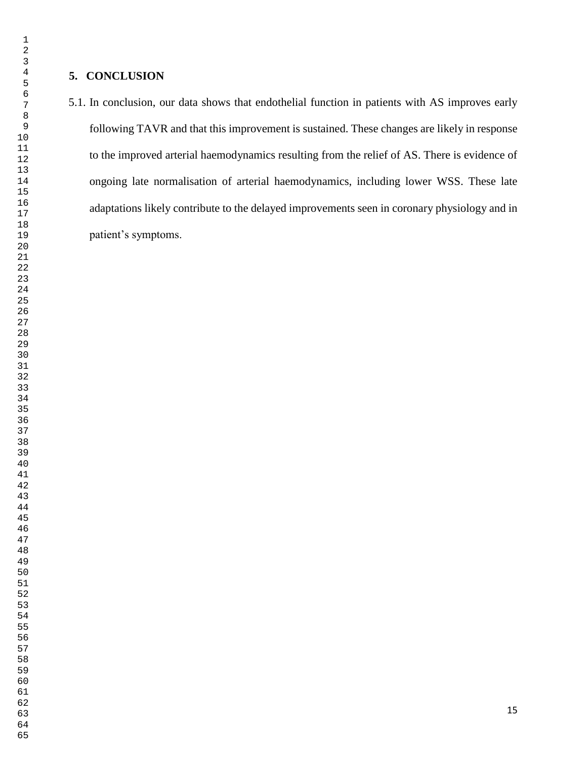## 5. CONCLUSION

5.1. In conclusion, our data shows that endothelial function in patients with AS improves early following TAVR and that this improvement is sustained. These changes are likely in response to the improved arterial haemodynamics resulting from the relief of AS. There is evidence of ongoing late normalisation of arterial haemodynamics, including lower WSS. These late adaptations likely contribute to the delayed improvements seen in coronary physiology and in patient's symptoms.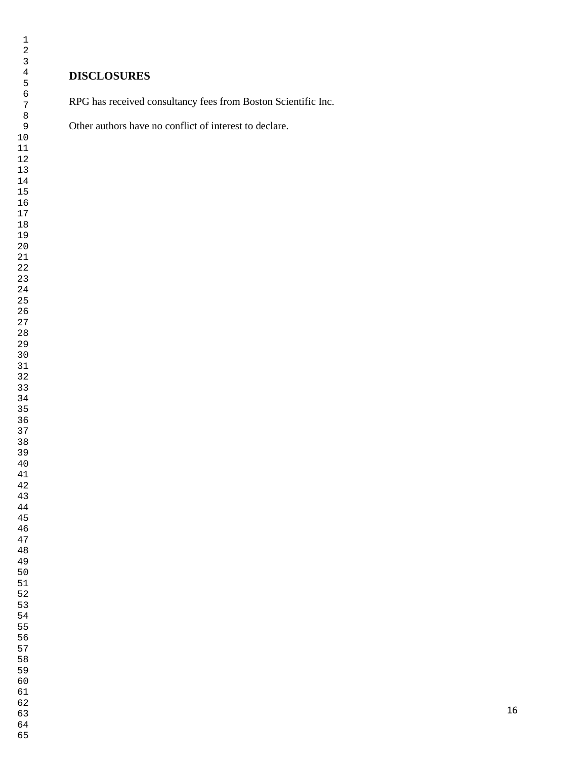## DISCLOSURES

RPG has received consultancy fees from Boston Scientific Inc.

Other authors have no conflict of interest to declare.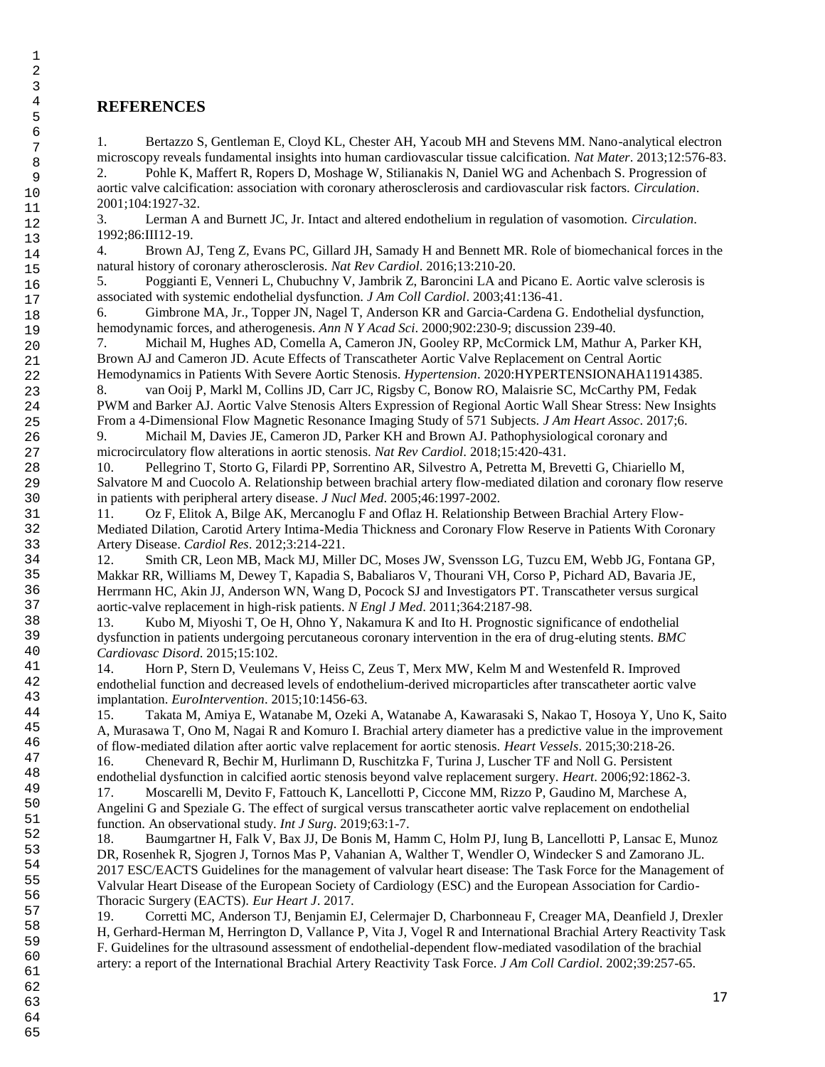## REFERENCES

1. Bertazzo S, Gentleman E, Cloyd KL, Chester AH, Yacoub MH and Stevens MM. Nano-analytical electron microscopy reveals fundamental insights into human cardiovascular tissue calcification. *Nat Mater*. 2013;12:576-83.
2. Pohle K, Maffert R, Ropers D, Moshage W, Stilianakis N, Daniel WG and Achenbach S. Progression of aortic valve calcification: association with coronary atherosclerosis and cardiovascular risk factors. *Circulation*. 2001;104:1927-32.
3. Lerman A and Burnett JC, Jr. Intact and altered endothelium in regulation of vasomotion. *Circulation*. 1992;86:III12-19.
4. Brown AJ, Teng Z, Evans PC, Gillard JH, Samady H and Bennett MR. Role of biomechanical forces in the natural history of coronary atherosclerosis. *Nat Rev Cardiol*. 2016;13:210-20.
5. Poggianti E, Venneri L, Chubuchny V, Jambrik Z, Baroncini LA and Picano E. Aortic valve sclerosis is associated with systemic endothelial dysfunction. *J Am Coll Cardiol*. 2003;41:136-41.
6. Gimbrone MA, Jr., Topper JN, Nagel T, Anderson KR and Garcia-Cardena G. Endothelial dysfunction, hemodynamic forces, and atherogenesis. *Ann N Y Acad Sci*. 2000;902:230-9; discussion 239-40.
7. Michail M, Hughes AD, Comella A, Cameron JN, Gooley RP, McCormick LM, Mathur A, Parker KH, Brown AJ and Cameron JD. Acute Effects of Transcatheter Aortic Valve Replacement on Central Aortic Hemodynamics in Patients With Severe Aortic Stenosis. *Hypertension*. 2020:HYPERTENSIONAHA11914385.
8. van Ooij P, Markl M, Collins JD, Carr JC, Rigsby C, Bonow RO, Malaisrie SC, McCarthy PM, Fedak PWM and Barker AJ. Aortic Valve Stenosis Alters Expression of Regional Aortic Wall Shear Stress: New Insights From a 4-Dimensional Flow Magnetic Resonance Imaging Study of 571 Subjects. *J Am Heart Assoc*. 2017;6.
9. Michail M, Davies JE, Cameron JD, Parker KH and Brown AJ. Pathophysiological coronary and microcirculatory flow alterations in aortic stenosis. *Nat Rev Cardiol*. 2018;15:420-431.
10. Pellegrino T, Storto G, Filardi PP, Sorrentino AR, Silvestro A, Petretta M, Brevetti G, Chiariello M, Salvatore M and Cuocolo A. Relationship between brachial artery flow-mediated dilation and coronary flow reserve in patients with peripheral artery disease. *J Nucl Med*. 2005;46:1997-2002.
11. Oz F, Elitok A, Bilge AK, Mercanoglu F and Oflaz H. Relationship Between Brachial Artery Flow-Mediated Dilation, Carotid Artery Intima-Media Thickness and Coronary Flow Reserve in Patients With Coronary Artery Disease. *Cardiol Res*. 2012;3:214-221.
12. Smith CR, Leon MB, Mack MJ, Miller DC, Moses JW, Svensson LG, Tuzcu EM, Webb JG, Fontana GP, Makkar RR, Williams M, Dewey T, Kapadia S, Babaliaros V, Thourani VH, Corso P, Pichard AD, Bavaria JE, Herrmann HC, Akin JJ, Anderson WN, Wang D, Pocock SJ and Investigators PT. Transcatheter versus surgical aortic-valve replacement in high-risk patients. *N Engl J Med*. 2011;364:2187-98.
13. Kubo M, Miyoshi T, Oe H, Ohno Y, Nakamura K and Ito H. Prognostic significance of endothelial dysfunction in patients undergoing percutaneous coronary intervention in the era of drug-eluting stents. *BMC Cardiovasc Disord*. 2015;15:102.
14. Horn P, Stern D, Veulemans V, Heiss C, Zeus T, Merx MW, Kelm M and Westenfeld R. Improved endothelial function and decreased levels of endothelium-derived microparticles after transcatheter aortic valve implantation. *EuroIntervention*. 2015;10:1456-63.
15. Takata M, Amiya E, Watanabe M, Ozeki A, Watanabe A, Kawarasaki S, Nakao T, Hosoya Y, Uno K, Saito A, Murasawa T, Ono M, Nagai R and Komuro I. Brachial artery diameter has a predictive value in the improvement of flow-mediated dilation after aortic valve replacement for aortic stenosis. *Heart Vessels*. 2015;30:218-26.
16. Chenevard R, Bechir M, Hurlimann D, Ruschitzka F, Turina J, Luscher TF and Noll G. Persistent endothelial dysfunction in calcified aortic stenosis beyond valve replacement surgery. *Heart*. 2006;92:1862-3.
17. Moscarelli M, Devito F, Fattouch K, Lancellotti P, Ciccone MM, Rizzo P, Gaudino M, Marchese A, Angelini G and Speziale G. The effect of surgical versus transcatheter aortic valve replacement on endothelial function. An observational study. *Int J Surg*. 2019;63:1-7.
18. Baumgartner H, Falk V, Bax JJ, De Bonis M, Hamm C, Holm PJ, Iung B, Lancellotti P, Lansac E, Munoz DR, Rosenhek R, Sjogren J, Tornos Mas P, Vahanian A, Walther T, Wendler O, Windecker S and Zamorano JL. 2017 ESC/EACTS Guidelines for the management of valvular heart disease: The Task Force for the Management of Valvular Heart Disease of the European Society of Cardiology (ESC) and the European Association for Cardio-Thoracic Surgery (EACTS). *Eur Heart J*. 2017.
19. Corretti MC, Anderson TJ, Benjamin EJ, Celermajer D, Charbonneau F, Creager MA, Deanfield J, Drexler H, Gerhard-Herman M, Herrington D, Vallance P, Vita J, Vogel R and International Brachial Artery Reactivity Task F. Guidelines for the ultrasound assessment of endothelial-dependent flow-mediated vasodilation of the brachial artery: a report of the International Brachial Artery Reactivity Task Force. *J Am Coll Cardiol*. 2002;39:257-65.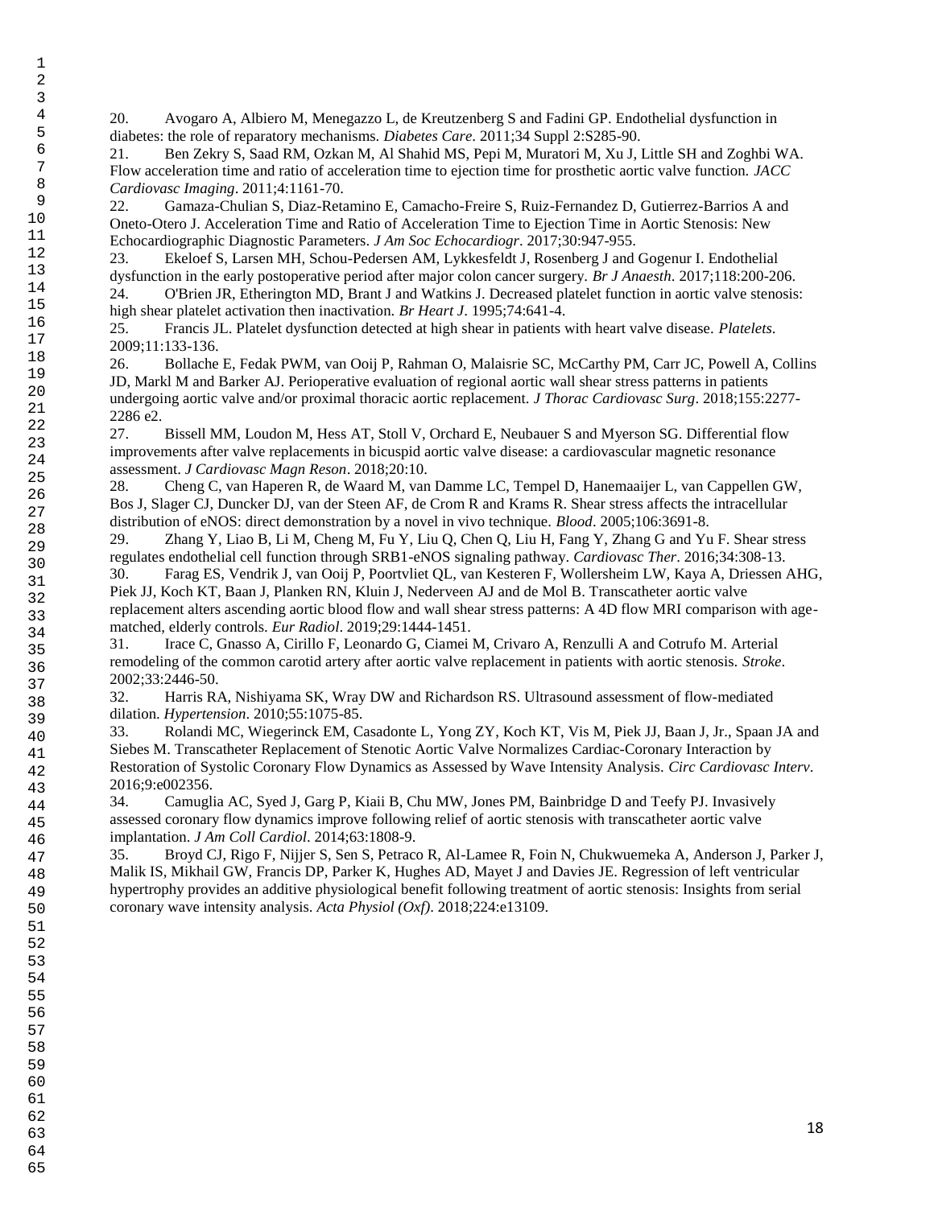20. Avogaro A, Albiero M, Menegazzo L, de Kreutzenberg S and Fadini GP. Endothelial dysfunction in diabetes: the role of reparatory mechanisms. *Diabetes Care*. 2011;34 Suppl 2:S285-90.

21. Ben Zekry S, Saad RM, Ozkan M, Al Shahid MS, Pepi M, Muratori M, Xu J, Little SH and Zoghbi WA. Flow acceleration time and ratio of acceleration time to ejection time for prosthetic aortic valve function. *JACC Cardiovasc Imaging*. 2011;4:1161-70.

22. Gamaza-Chulian S, Diaz-Retamino E, Camacho-Freire S, Ruiz-Fernandez D, Gutierrez-Barrios A and Oneto-Otero J. Acceleration Time and Ratio of Acceleration Time to Ejection Time in Aortic Stenosis: New Echocardiographic Diagnostic Parameters. *J Am Soc Echocardiogr*. 2017;30:947-955.

23. Ekeloef S, Larsen MH, Schou-Pedersen AM, Lykkesfeldt J, Rosenberg J and Gogenur I. Endothelial dysfunction in the early postoperative period after major colon cancer surgery. *Br J Anaesth*. 2017;118:200-206.

24. O'Brien JR, Etherington MD, Brant J and Watkins J. Decreased platelet function in aortic valve stenosis: high shear platelet activation then inactivation. *Br Heart J*. 1995;74:641-4.

25. Francis JL. Platelet dysfunction detected at high shear in patients with heart valve disease. *Platelets*. 2009;11:133-136.

26. Bollache E, Fedak PWM, van Ooij P, Rahman O, Malaisrie SC, McCarthy PM, Carr JC, Powell A, Collins JD, Markl M and Barker AJ. Perioperative evaluation of regional aortic wall shear stress patterns in patients undergoing aortic valve and/or proximal thoracic aortic replacement. *J Thorac Cardiovasc Surg*. 2018;155:2277-2286 e2.

27. Bissell MM, Loudon M, Hess AT, Stoll V, Orchard E, Neubauer S and Myerson SG. Differential flow improvements after valve replacements in bicuspid aortic valve disease: a cardiovascular magnetic resonance assessment. *J Cardiovasc Magn Reson*. 2018;20:10.

28. Cheng C, van Haperen R, de Waard M, van Damme LC, Tempel D, Hanemaaijer L, van Cappellen GW, Bos J, Slager CJ, Duncker DJ, van der Steen AF, de Crom R and Krams R. Shear stress affects the intracellular distribution of eNOS: direct demonstration by a novel in vivo technique. *Blood*. 2005;106:3691-8.

29. Zhang Y, Liao B, Li M, Cheng M, Fu Y, Liu Q, Chen Q, Liu H, Fang Y, Zhang G and Yu F. Shear stress regulates endothelial cell function through SRB1-eNOS signaling pathway. *Cardiovasc Ther*. 2016;34:308-13.

30. Farag ES, Vendrik J, van Ooij P, Poortvliet QL, van Kesteren F, Wollersheim LW, Kaya A, Driessen AHG, Piek JJ, Koch KT, Baan J, Planken RN, Kluin J, Nederveen AJ and de Mol B. Transcatheter aortic valve replacement alters ascending aortic blood flow and wall shear stress patterns: A 4D flow MRI comparison with age-matched, elderly controls. *Eur Radiol*. 2019;29:1444-1451.

31. Irace C, Gnasso A, Cirillo F, Leonardo G, Ciamei M, Crivaro A, Renzulli A and Cotrufo M. Arterial remodeling of the common carotid artery after aortic valve replacement in patients with aortic stenosis. *Stroke*. 2002;33:2446-50.

32. Harris RA, Nishiyama SK, Wray DW and Richardson RS. Ultrasound assessment of flow-mediated dilation. *Hypertension*. 2010;55:1075-85.

33. Rolandi MC, Wiegerinck EM, Casadonte L, Yong ZY, Koch KT, Vis M, Piek JJ, Baan J, Jr., Spaan JA and Siebes M. Transcatheter Replacement of Stenotic Aortic Valve Normalizes Cardiac-Coronary Interaction by Restoration of Systolic Coronary Flow Dynamics as Assessed by Wave Intensity Analysis. *Circ Cardiovasc Interv*. 2016;9:e002356.

34. Camuglia AC, Syed J, Garg P, Kiaii B, Chu MW, Jones PM, Bainbridge D and Teefy PJ. Invasively assessed coronary flow dynamics improve following relief of aortic stenosis with transcatheter aortic valve implantation. *J Am Coll Cardiol*. 2014;63:1808-9.

35. Broyd CJ, Rigo F, Nijjer S, Sen S, Petraco R, Al-Lamee R, Foin N, Chukwuemeka A, Anderson J, Parker J, Malik IS, Mikhail GW, Francis DP, Parker K, Hughes AD, Mayet J and Davies JE. Regression of left ventricular hypertrophy provides an additive physiological benefit following treatment of aortic stenosis: Insights from serial coronary wave intensity analysis. *Acta Physiol (Oxf)*. 2018;224:e13109.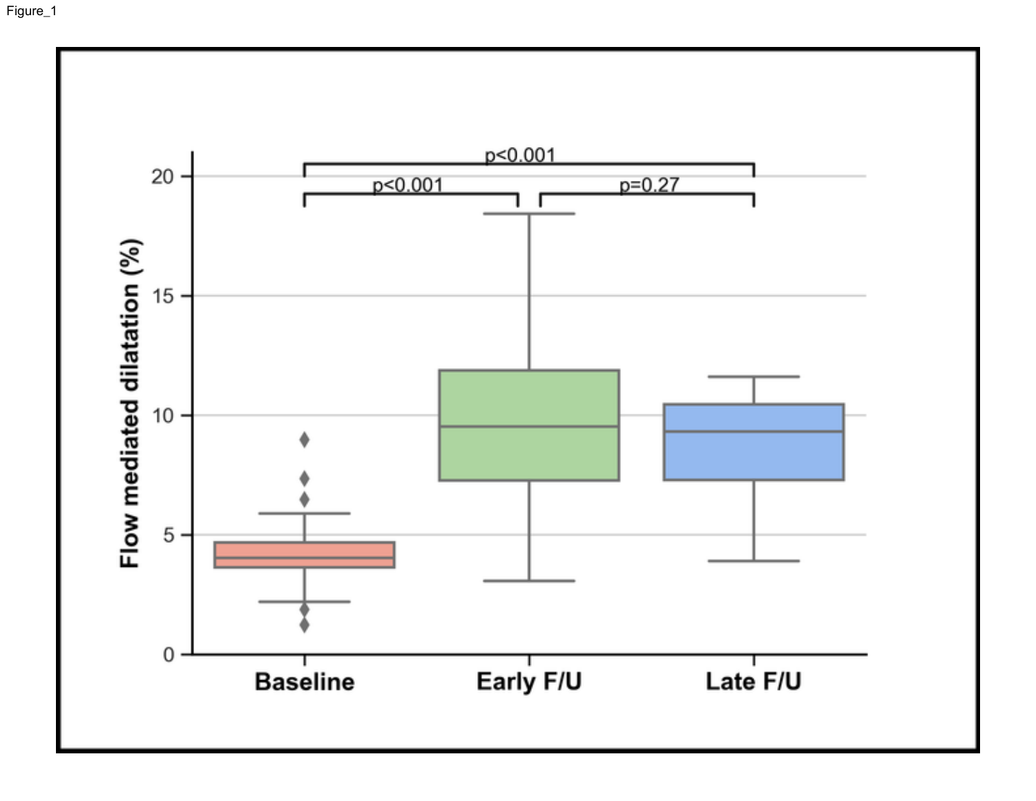Figure_1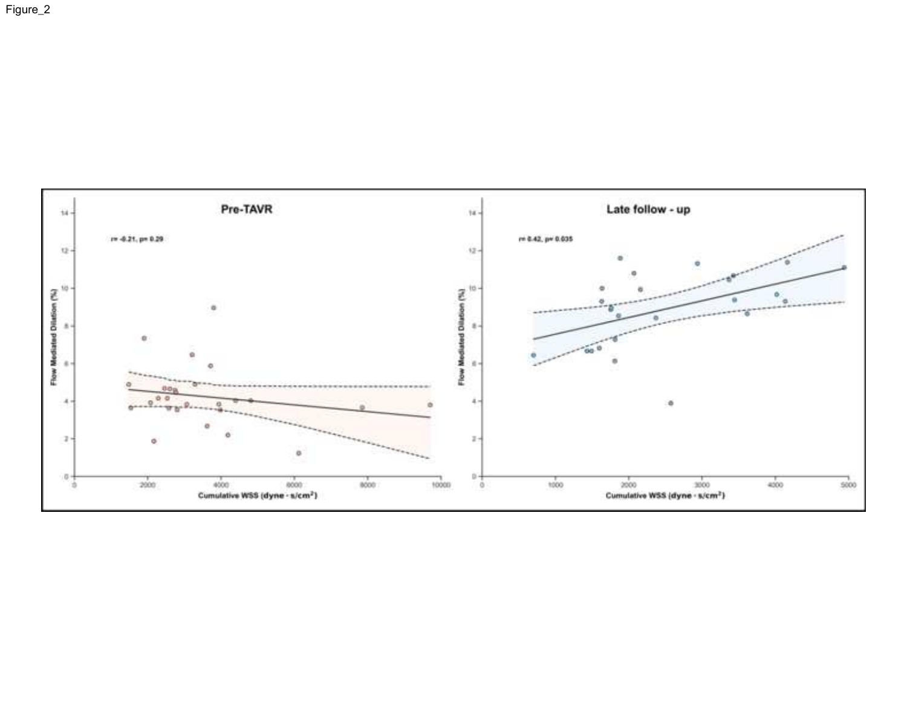Figure_2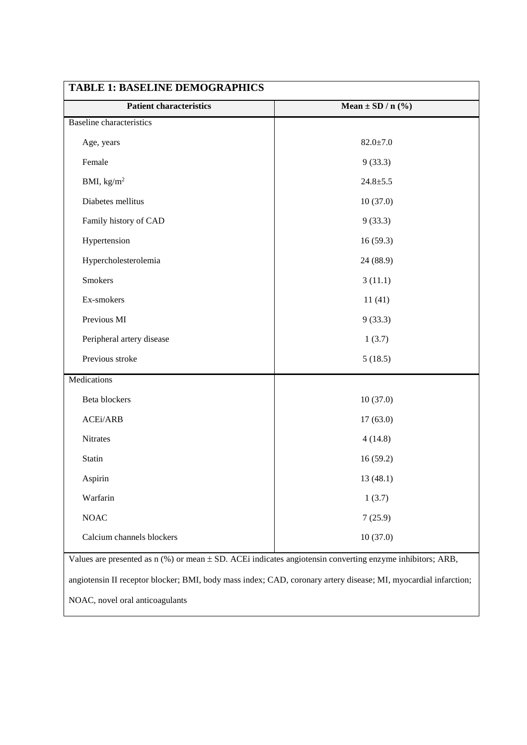**TABLE 1: BASELINE DEMOGRAPHICS**

| Patient characteristics | Mean ± SD / n (%) |
|---|---|
| Baseline characteristics | |
| Age, years | 82.0±7.0 |
| Female | 9 (33.3) |
| BMI, $kg/m^2$ | 24.8±5.5 |
| Diabetes mellitus | 10 (37.0) |
| Family history of CAD | 9 (33.3) |
| Hypertension | 16 (59.3) |
| Hypercholesterolemia | 24 (88.9) |
| Smokers | 3 (11.1) |
| Ex-smokers | 11 (41) |
| Previous MI | 9 (33.3) |
| Peripheral artery disease | 1 (3.7) |
| Previous stroke | 5 (18.5) |
| Medications | |
| Beta blockers | 10 (37.0) |
| ACEi/ARB | 17 (63.0) |
| Nitrates | 4 (14.8) |
| Statin | 16 (59.2) |
| Aspirin | 13 (48.1) |
| Warfarin | 1 (3.7) |
| NOAC | 7 (25.9) |
| Calcium channels blockers | 10 (37.0) |

Values are presented as n (%) or mean ± SD. ACEi indicates angiotensin converting enzyme inhibitors; ARB, angiotensin II receptor blocker; BMI, body mass index; CAD, coronary artery disease; MI, myocardial infarction; NOAC, novel oral anticoagulants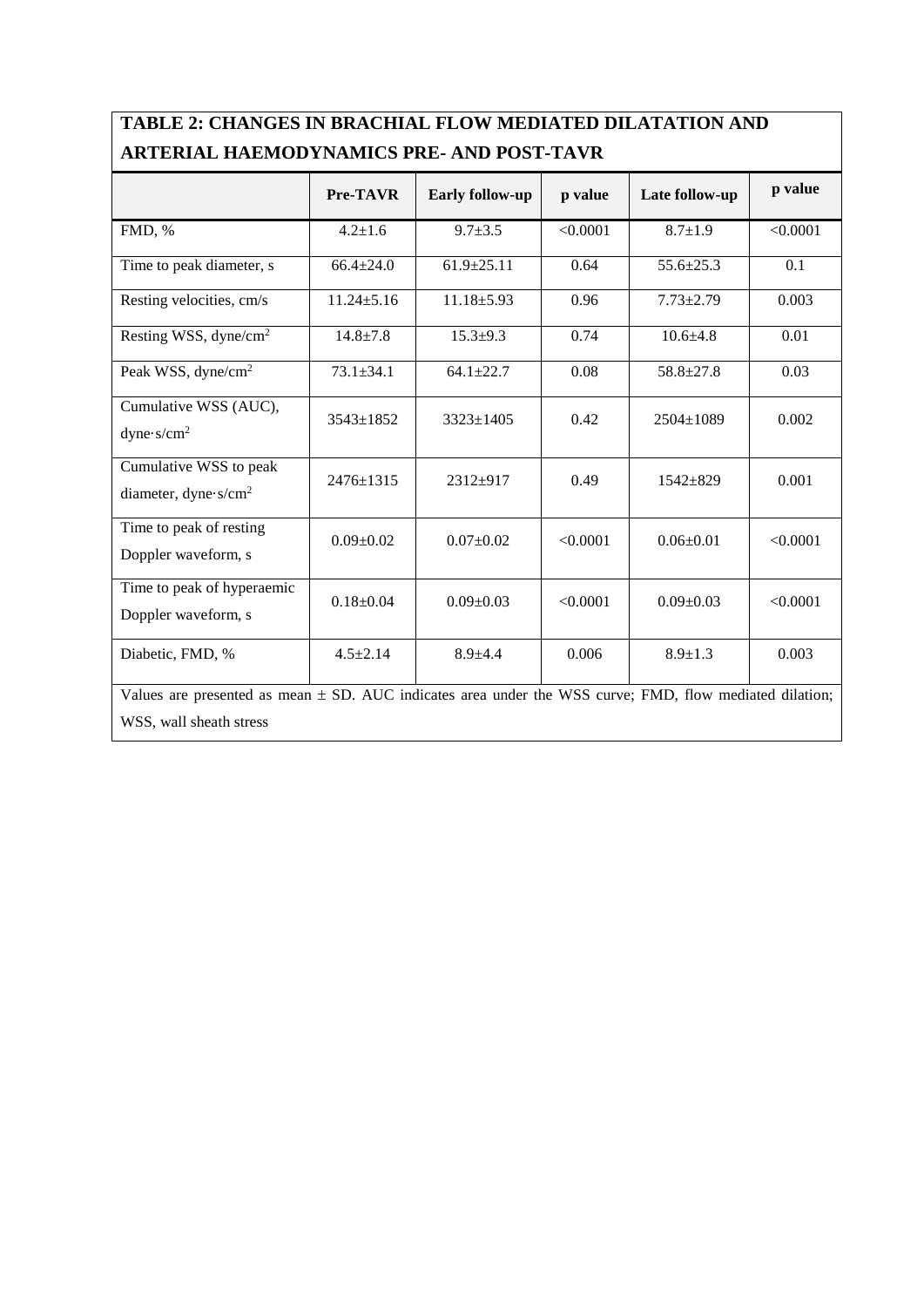**TABLE 2: CHANGES IN BRACHIAL FLOW MEDIATED DILATATION AND ARTERIAL HAEMODYNAMICS PRE- AND POST-TAVR**

| | Pre-TAVR | Early follow-up | p value | Late follow-up | p value |
|---|---|---|---|---|---|
| FMD, % | 4.2±1.6 | 9.7±3.5 | <0.0001 | 8.7±1.9 | <0.0001 |
| Time to peak diameter, s | 66.4±24.0 | 61.9±25.11 | 0.64 | 55.6±25.3 | 0.1 |
| Resting velocities, cm/s | 11.24±5.16 | 11.18±5.93 | 0.96 | 7.73±2.79 | 0.003 |
| Resting WSS, dyne/cm$^2$ | 14.8±7.8 | 15.3±9.3 | 0.74 | 10.6±4.8 | 0.01 |
| Peak WSS, dyne/cm$^2$ | 73.1±34.1 | 64.1±22.7 | 0.08 | 58.8±27.8 | 0.03 |
| Cumulative WSS (AUC), dyne·s/cm$^2$ | 3543±1852 | 3323±1405 | 0.42 | 2504±1089 | 0.002 |
| Cumulative WSS to peak diameter, dyne·s/cm$^2$ | 2476±1315 | 2312±917 | 0.49 | 1542±829 | 0.001 |
| Time to peak of resting Doppler waveform, s | 0.09±0.02 | 0.07±0.02 | <0.0001 | 0.06±0.01 | <0.0001 |
| Time to peak of hyperaemic Doppler waveform, s | 0.18±0.04 | 0.09±0.03 | <0.0001 | 0.09±0.03 | <0.0001 |
| Diabetic, FMD, % | 4.5±2.14 | 8.9±4.4 | 0.006 | 8.9±1.3 | 0.003 |

Values are presented as mean ± SD. AUC indicates area under the WSS curve; FMD, flow mediated dilation; WSS, wall sheath stress